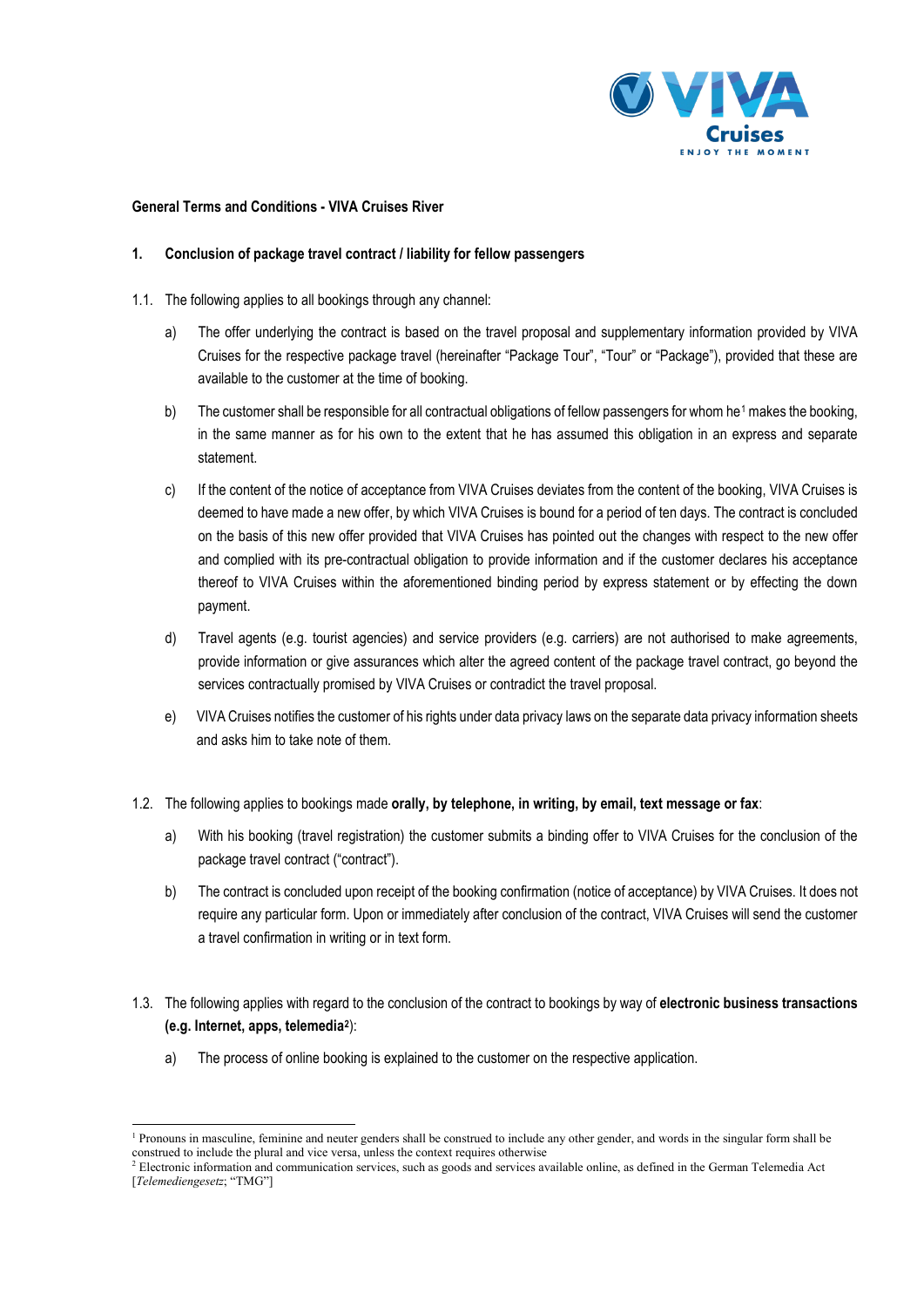**General Terms and Conditions - VIVA Cruises River**

## 1. Conclusion of package travel contract / liability for fellow passengers

1.1. The following applies to all bookings through any channel:

a) The offer underlying the contract is based on the travel proposal and supplementary information provided by VIVA Cruises for the respective package travel (hereinafter "Package Tour", "Tour" or "Package"), provided that these are available to the customer at the time of booking.

b) The customer shall be responsible for all contractual obligations of fellow passengers for whom he[1] makes the booking, in the same manner as for his own to the extent that he has assumed this obligation in an express and separate statement.

c) If the content of the notice of acceptance from VIVA Cruises deviates from the content of the booking, VIVA Cruises is deemed to have made a new offer, by which VIVA Cruises is bound for a period of ten days. The contract is concluded on the basis of this new offer provided that VIVA Cruises has pointed out the changes with respect to the new offer and complied with its pre-contractual obligation to provide information and if the customer declares his acceptance thereof to VIVA Cruises within the aforementioned binding period by express statement or by effecting the down payment.

d) Travel agents (e.g. tourist agencies) and service providers (e.g. carriers) are not authorised to make agreements, provide information or give assurances which alter the agreed content of the package travel contract, go beyond the services contractually promised by VIVA Cruises or contradict the travel proposal.

e) VIVA Cruises notifies the customer of his rights under data privacy laws on the separate data privacy information sheets and asks him to take note of them.

1.2. The following applies to bookings made **orally, by telephone, in writing, by email, text message or fax**:

a) With his booking (travel registration) the customer submits a binding offer to VIVA Cruises for the conclusion of the package travel contract ("contract").

b) The contract is concluded upon receipt of the booking confirmation (notice of acceptance) by VIVA Cruises. It does not require any particular form. Upon or immediately after conclusion of the contract, VIVA Cruises will send the customer a travel confirmation in writing or in text form.

1.3. The following applies with regard to the conclusion of the contract to bookings by way of **electronic business transactions (e.g. Internet, apps, telemedia[2])**:

a) The process of online booking is explained to the customer on the respective application.

---

[1] Pronouns in masculine, feminine and neuter genders shall be construed to include any other gender, and words in the singular form shall be construed to include the plural and vice versa, unless the context requires otherwise

[2] Electronic information and communication services, such as goods and services available online, as defined in the German Telemedia Act [*Telemediengesetz*; "TMG"]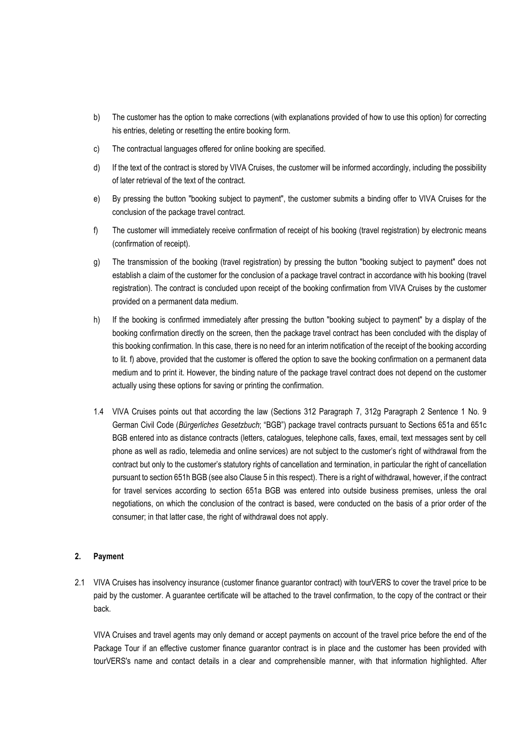b) The customer has the option to make corrections (with explanations provided of how to use this option) for correcting his entries, deleting or resetting the entire booking form.

c) The contractual languages offered for online booking are specified.

d) If the text of the contract is stored by VIVA Cruises, the customer will be informed accordingly, including the possibility of later retrieval of the text of the contract.

e) By pressing the button "booking subject to payment", the customer submits a binding offer to VIVA Cruises for the conclusion of the package travel contract.

f) The customer will immediately receive confirmation of receipt of his booking (travel registration) by electronic means (confirmation of receipt).

g) The transmission of the booking (travel registration) by pressing the button "booking subject to payment" does not establish a claim of the customer for the conclusion of a package travel contract in accordance with his booking (travel registration). The contract is concluded upon receipt of the booking confirmation from VIVA Cruises by the customer provided on a permanent data medium.

h) If the booking is confirmed immediately after pressing the button "booking subject to payment" by a display of the booking confirmation directly on the screen, then the package travel contract has been concluded with the display of this booking confirmation. In this case, there is no need for an interim notification of the receipt of the booking according to lit. f) above, provided that the customer is offered the option to save the booking confirmation on a permanent data medium and to print it. However, the binding nature of the package travel contract does not depend on the customer actually using these options for saving or printing the confirmation.

1.4 VIVA Cruises points out that according the law (Sections 312 Paragraph 7, 312g Paragraph 2 Sentence 1 No. 9 German Civil Code (*Bürgerliches Gesetzbuch*; "BGB") package travel contracts pursuant to Sections 651a and 651c BGB entered into as distance contracts (letters, catalogues, telephone calls, faxes, email, text messages sent by cell phone as well as radio, telemedia and online services) are not subject to the customer's right of withdrawal from the contract but only to the customer's statutory rights of cancellation and termination, in particular the right of cancellation pursuant to section 651h BGB (see also Clause 5 in this respect). There is a right of withdrawal, however, if the contract for travel services according to section 651a BGB was entered into outside business premises, unless the oral negotiations, on which the conclusion of the contract is based, were conducted on the basis of a prior order of the consumer; in that latter case, the right of withdrawal does not apply.

## 2. Payment

2.1 VIVA Cruises has insolvency insurance (customer finance guarantor contract) with tourVERS to cover the travel price to be paid by the customer. A guarantee certificate will be attached to the travel confirmation, to the copy of the contract or their back.

VIVA Cruises and travel agents may only demand or accept payments on account of the travel price before the end of the Package Tour if an effective customer finance guarantor contract is in place and the customer has been provided with tourVERS's name and contact details in a clear and comprehensible manner, with that information highlighted. After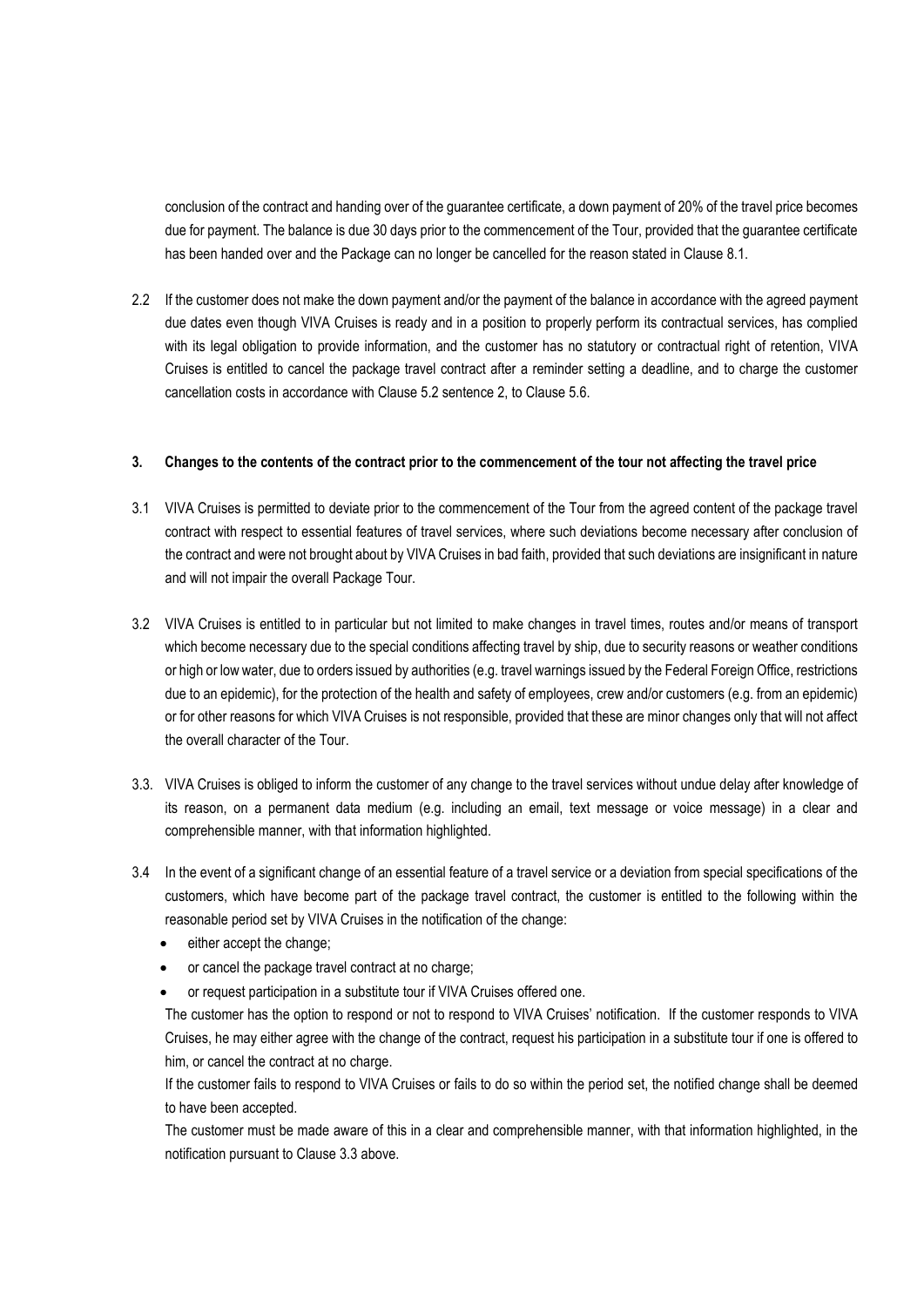conclusion of the contract and handing over of the guarantee certificate, a down payment of 20% of the travel price becomes due for payment. The balance is due 30 days prior to the commencement of the Tour, provided that the guarantee certificate has been handed over and the Package can no longer be cancelled for the reason stated in Clause 8.1.

2.2 If the customer does not make the down payment and/or the payment of the balance in accordance with the agreed payment due dates even though VIVA Cruises is ready and in a position to properly perform its contractual services, has complied with its legal obligation to provide information, and the customer has no statutory or contractual right of retention, VIVA Cruises is entitled to cancel the package travel contract after a reminder setting a deadline, and to charge the customer cancellation costs in accordance with Clause 5.2 sentence 2, to Clause 5.6.

## 3. Changes to the contents of the contract prior to the commencement of the tour not affecting the travel price

3.1 VIVA Cruises is permitted to deviate prior to the commencement of the Tour from the agreed content of the package travel contract with respect to essential features of travel services, where such deviations become necessary after conclusion of the contract and were not brought about by VIVA Cruises in bad faith, provided that such deviations are insignificant in nature and will not impair the overall Package Tour.

3.2 VIVA Cruises is entitled to in particular but not limited to make changes in travel times, routes and/or means of transport which become necessary due to the special conditions affecting travel by ship, due to security reasons or weather conditions or high or low water, due to orders issued by authorities (e.g. travel warnings issued by the Federal Foreign Office, restrictions due to an epidemic), for the protection of the health and safety of employees, crew and/or customers (e.g. from an epidemic) or for other reasons for which VIVA Cruises is not responsible, provided that these are minor changes only that will not affect the overall character of the Tour.

3.3. VIVA Cruises is obliged to inform the customer of any change to the travel services without undue delay after knowledge of its reason, on a permanent data medium (e.g. including an email, text message or voice message) in a clear and comprehensible manner, with that information highlighted.

3.4 In the event of a significant change of an essential feature of a travel service or a deviation from special specifications of the customers, which have become part of the package travel contract, the customer is entitled to the following within the reasonable period set by VIVA Cruises in the notification of the change:

- either accept the change;
- or cancel the package travel contract at no charge;
- or request participation in a substitute tour if VIVA Cruises offered one.

The customer has the option to respond or not to respond to VIVA Cruises' notification. If the customer responds to VIVA Cruises, he may either agree with the change of the contract, request his participation in a substitute tour if one is offered to him, or cancel the contract at no charge.

If the customer fails to respond to VIVA Cruises or fails to do so within the period set, the notified change shall be deemed to have been accepted.

The customer must be made aware of this in a clear and comprehensible manner, with that information highlighted, in the notification pursuant to Clause 3.3 above.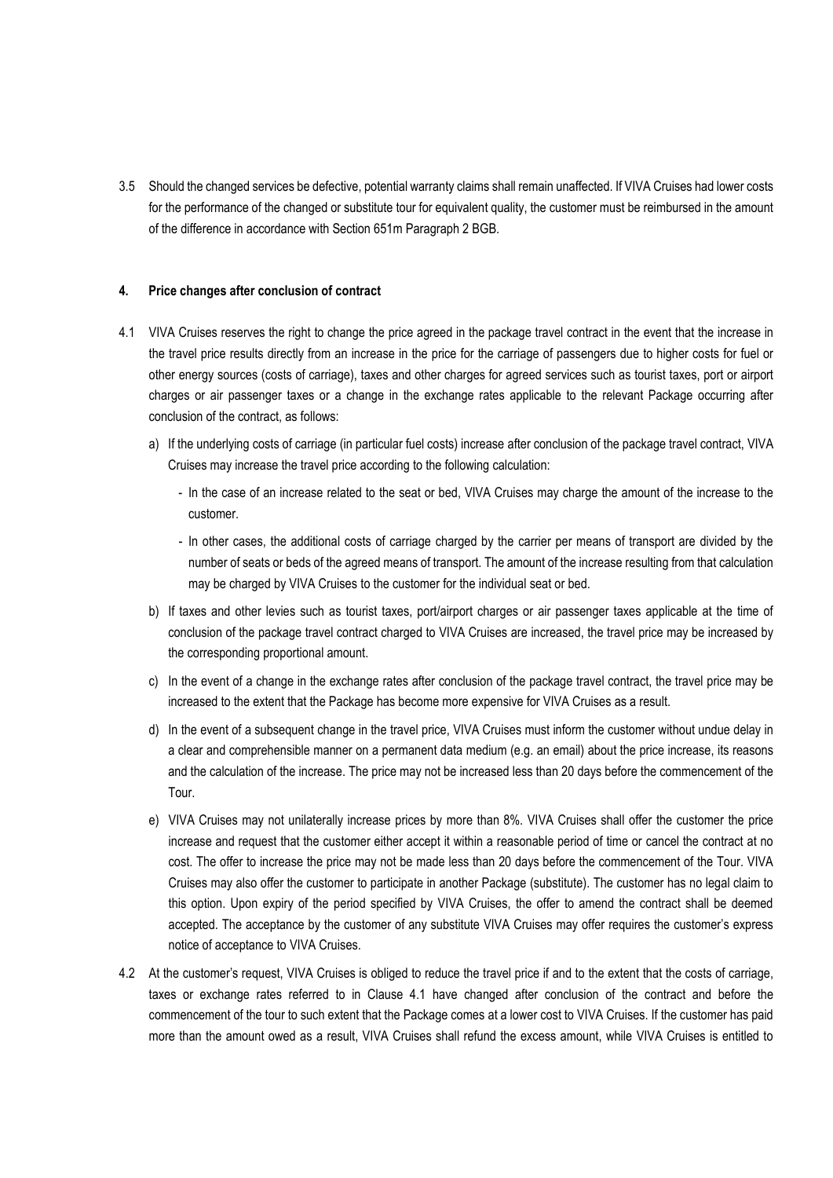3.5 Should the changed services be defective, potential warranty claims shall remain unaffected. If VIVA Cruises had lower costs for the performance of the changed or substitute tour for equivalent quality, the customer must be reimbursed in the amount of the difference in accordance with Section 651m Paragraph 2 BGB.

## 4. Price changes after conclusion of contract

4.1 VIVA Cruises reserves the right to change the price agreed in the package travel contract in the event that the increase in the travel price results directly from an increase in the price for the carriage of passengers due to higher costs for fuel or other energy sources (costs of carriage), taxes and other charges for agreed services such as tourist taxes, port or airport charges or air passenger taxes or a change in the exchange rates applicable to the relevant Package occurring after conclusion of the contract, as follows:

a) If the underlying costs of carriage (in particular fuel costs) increase after conclusion of the package travel contract, VIVA Cruises may increase the travel price according to the following calculation:

- In the case of an increase related to the seat or bed, VIVA Cruises may charge the amount of the increase to the customer.
- In other cases, the additional costs of carriage charged by the carrier per means of transport are divided by the number of seats or beds of the agreed means of transport. The amount of the increase resulting from that calculation may be charged by VIVA Cruises to the customer for the individual seat or bed.

b) If taxes and other levies such as tourist taxes, port/airport charges or air passenger taxes applicable at the time of conclusion of the package travel contract charged to VIVA Cruises are increased, the travel price may be increased by the corresponding proportional amount.

c) In the event of a change in the exchange rates after conclusion of the package travel contract, the travel price may be increased to the extent that the Package has become more expensive for VIVA Cruises as a result.

d) In the event of a subsequent change in the travel price, VIVA Cruises must inform the customer without undue delay in a clear and comprehensible manner on a permanent data medium (e.g. an email) about the price increase, its reasons and the calculation of the increase. The price may not be increased less than 20 days before the commencement of the Tour.

e) VIVA Cruises may not unilaterally increase prices by more than 8%. VIVA Cruises shall offer the customer the price increase and request that the customer either accept it within a reasonable period of time or cancel the contract at no cost. The offer to increase the price may not be made less than 20 days before the commencement of the Tour. VIVA Cruises may also offer the customer to participate in another Package (substitute). The customer has no legal claim to this option. Upon expiry of the period specified by VIVA Cruises, the offer to amend the contract shall be deemed accepted. The acceptance by the customer of any substitute VIVA Cruises may offer requires the customer's express notice of acceptance to VIVA Cruises.

4.2 At the customer's request, VIVA Cruises is obliged to reduce the travel price if and to the extent that the costs of carriage, taxes or exchange rates referred to in Clause 4.1 have changed after conclusion of the contract and before the commencement of the tour to such extent that the Package comes at a lower cost to VIVA Cruises. If the customer has paid more than the amount owed as a result, VIVA Cruises shall refund the excess amount, while VIVA Cruises is entitled to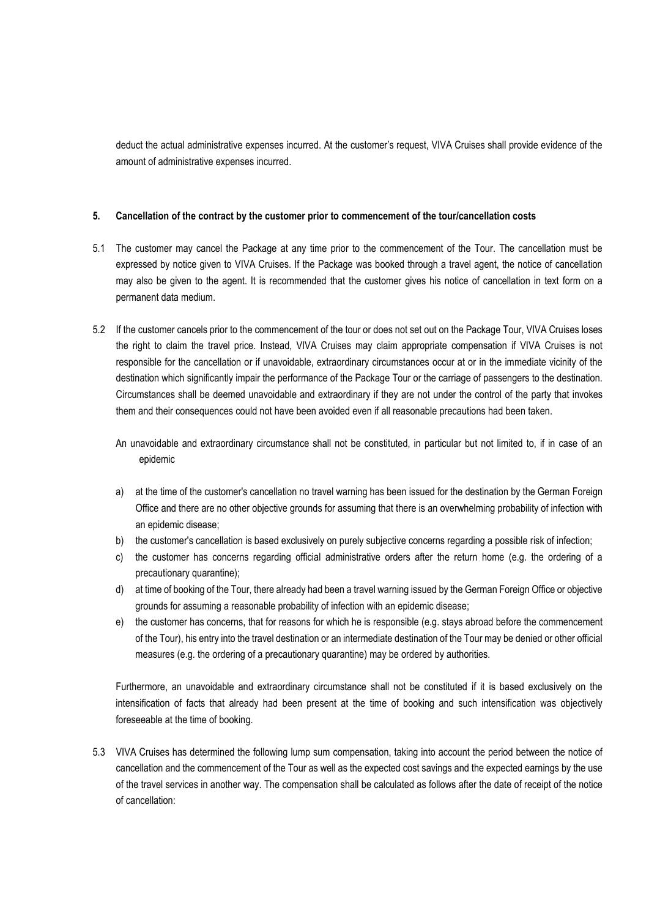deduct the actual administrative expenses incurred. At the customer's request, VIVA Cruises shall provide evidence of the amount of administrative expenses incurred.

## 5. Cancellation of the contract by the customer prior to commencement of the tour/cancellation costs

5.1 The customer may cancel the Package at any time prior to the commencement of the Tour. The cancellation must be expressed by notice given to VIVA Cruises. If the Package was booked through a travel agent, the notice of cancellation may also be given to the agent. It is recommended that the customer gives his notice of cancellation in text form on a permanent data medium.

5.2 If the customer cancels prior to the commencement of the tour or does not set out on the Package Tour, VIVA Cruises loses the right to claim the travel price. Instead, VIVA Cruises may claim appropriate compensation if VIVA Cruises is not responsible for the cancellation or if unavoidable, extraordinary circumstances occur at or in the immediate vicinity of the destination which significantly impair the performance of the Package Tour or the carriage of passengers to the destination. Circumstances shall be deemed unavoidable and extraordinary if they are not under the control of the party that invokes them and their consequences could not have been avoided even if all reasonable precautions had been taken.

An unavoidable and extraordinary circumstance shall not be constituted, in particular but not limited to, if in case of an epidemic

a) at the time of the customer's cancellation no travel warning has been issued for the destination by the German Foreign Office and there are no other objective grounds for assuming that there is an overwhelming probability of infection with an epidemic disease;
b) the customer's cancellation is based exclusively on purely subjective concerns regarding a possible risk of infection;
c) the customer has concerns regarding official administrative orders after the return home (e.g. the ordering of a precautionary quarantine);
d) at time of booking of the Tour, there already had been a travel warning issued by the German Foreign Office or objective grounds for assuming a reasonable probability of infection with an epidemic disease;
e) the customer has concerns, that for reasons for which he is responsible (e.g. stays abroad before the commencement of the Tour), his entry into the travel destination or an intermediate destination of the Tour may be denied or other official measures (e.g. the ordering of a precautionary quarantine) may be ordered by authorities.

Furthermore, an unavoidable and extraordinary circumstance shall not be constituted if it is based exclusively on the intensification of facts that already had been present at the time of booking and such intensification was objectively foreseeable at the time of booking.

5.3 VIVA Cruises has determined the following lump sum compensation, taking into account the period between the notice of cancellation and the commencement of the Tour as well as the expected cost savings and the expected earnings by the use of the travel services in another way. The compensation shall be calculated as follows after the date of receipt of the notice of cancellation: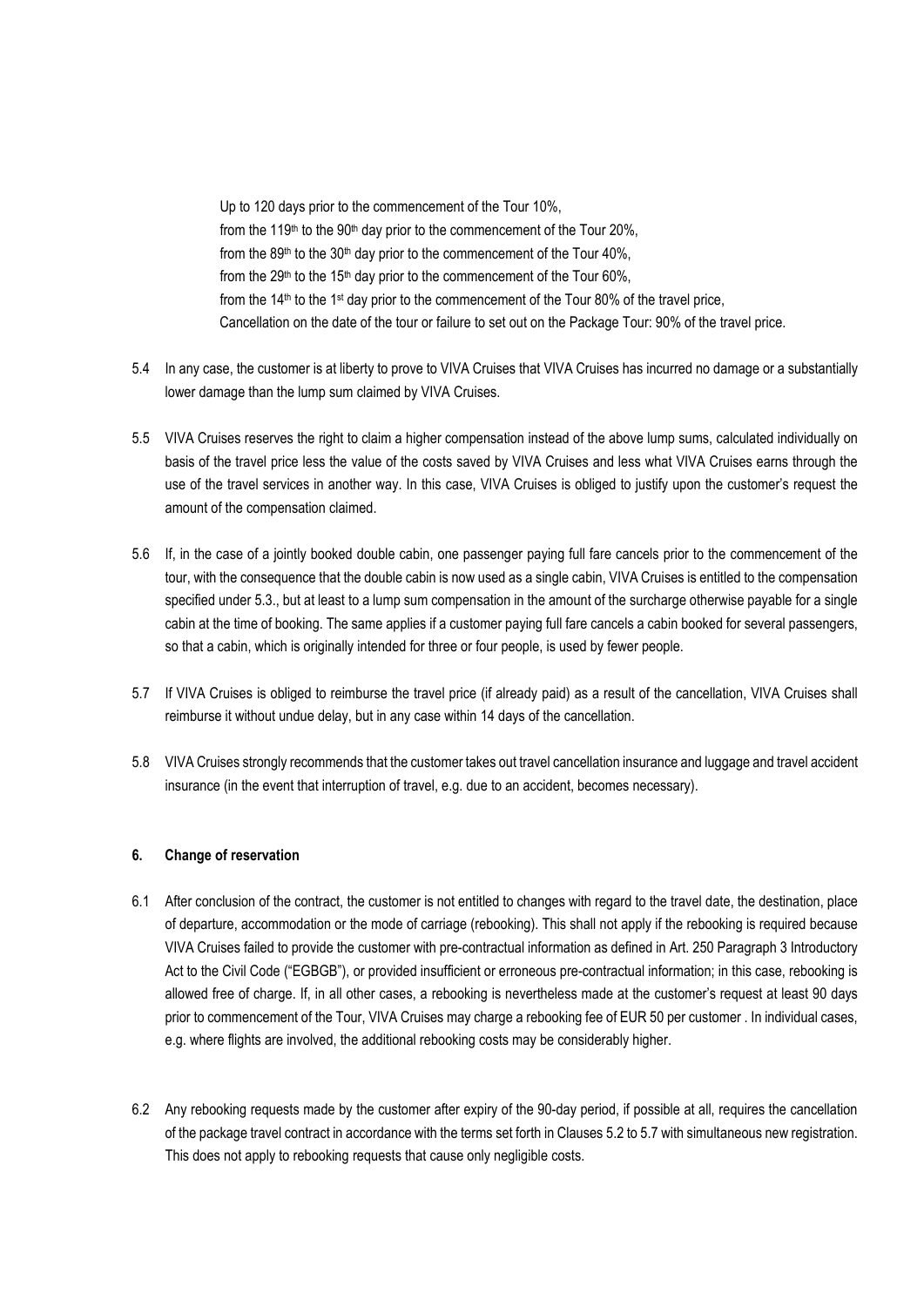Up to 120 days prior to the commencement of the Tour 10%,
from the 119th to the 90th day prior to the commencement of the Tour 20%,
from the 89th to the 30th day prior to the commencement of the Tour 40%,
from the 29th to the 15th day prior to the commencement of the Tour 60%,
from the 14th to the 1st day prior to the commencement of the Tour 80% of the travel price,
Cancellation on the date of the tour or failure to set out on the Package Tour: 90% of the travel price.

5.4 In any case, the customer is at liberty to prove to VIVA Cruises that VIVA Cruises has incurred no damage or a substantially lower damage than the lump sum claimed by VIVA Cruises.

5.5 VIVA Cruises reserves the right to claim a higher compensation instead of the above lump sums, calculated individually on basis of the travel price less the value of the costs saved by VIVA Cruises and less what VIVA Cruises earns through the use of the travel services in another way. In this case, VIVA Cruises is obliged to justify upon the customer's request the amount of the compensation claimed.

5.6 If, in the case of a jointly booked double cabin, one passenger paying full fare cancels prior to the commencement of the tour, with the consequence that the double cabin is now used as a single cabin, VIVA Cruises is entitled to the compensation specified under 5.3., but at least to a lump sum compensation in the amount of the surcharge otherwise payable for a single cabin at the time of booking. The same applies if a customer paying full fare cancels a cabin booked for several passengers, so that a cabin, which is originally intended for three or four people, is used by fewer people.

5.7 If VIVA Cruises is obliged to reimburse the travel price (if already paid) as a result of the cancellation, VIVA Cruises shall reimburse it without undue delay, but in any case within 14 days of the cancellation.

5.8 VIVA Cruises strongly recommends that the customer takes out travel cancellation insurance and luggage and travel accident insurance (in the event that interruption of travel, e.g. due to an accident, becomes necessary).

## 6. Change of reservation

6.1 After conclusion of the contract, the customer is not entitled to changes with regard to the travel date, the destination, place of departure, accommodation or the mode of carriage (rebooking). This shall not apply if the rebooking is required because VIVA Cruises failed to provide the customer with pre-contractual information as defined in Art. 250 Paragraph 3 Introductory Act to the Civil Code ("EGBGB"), or provided insufficient or erroneous pre-contractual information; in this case, rebooking is allowed free of charge. If, in all other cases, a rebooking is nevertheless made at the customer's request at least 90 days prior to commencement of the Tour, VIVA Cruises may charge a rebooking fee of EUR 50 per customer . In individual cases, e.g. where flights are involved, the additional rebooking costs may be considerably higher.

6.2 Any rebooking requests made by the customer after expiry of the 90-day period, if possible at all, requires the cancellation of the package travel contract in accordance with the terms set forth in Clauses 5.2 to 5.7 with simultaneous new registration. This does not apply to rebooking requests that cause only negligible costs.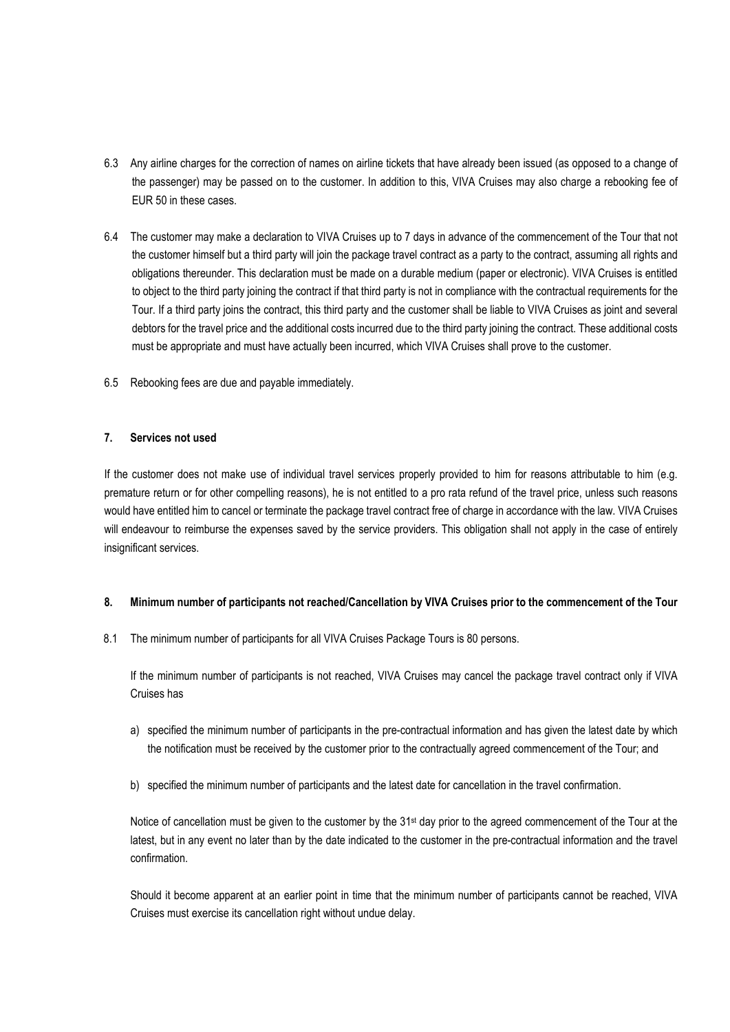6.3 Any airline charges for the correction of names on airline tickets that have already been issued (as opposed to a change of the passenger) may be passed on to the customer. In addition to this, VIVA Cruises may also charge a rebooking fee of EUR 50 in these cases.

6.4 The customer may make a declaration to VIVA Cruises up to 7 days in advance of the commencement of the Tour that not the customer himself but a third party will join the package travel contract as a party to the contract, assuming all rights and obligations thereunder. This declaration must be made on a durable medium (paper or electronic). VIVA Cruises is entitled to object to the third party joining the contract if that third party is not in compliance with the contractual requirements for the Tour. If a third party joins the contract, this third party and the customer shall be liable to VIVA Cruises as joint and several debtors for the travel price and the additional costs incurred due to the third party joining the contract. These additional costs must be appropriate and must have actually been incurred, which VIVA Cruises shall prove to the customer.

6.5 Rebooking fees are due and payable immediately.

## 7. Services not used

If the customer does not make use of individual travel services properly provided to him for reasons attributable to him (e.g. premature return or for other compelling reasons), he is not entitled to a pro rata refund of the travel price, unless such reasons would have entitled him to cancel or terminate the package travel contract free of charge in accordance with the law. VIVA Cruises will endeavour to reimburse the expenses saved by the service providers. This obligation shall not apply in the case of entirely insignificant services.

## 8. Minimum number of participants not reached/Cancellation by VIVA Cruises prior to the commencement of the Tour

8.1 The minimum number of participants for all VIVA Cruises Package Tours is 80 persons.

If the minimum number of participants is not reached, VIVA Cruises may cancel the package travel contract only if VIVA Cruises has

a) specified the minimum number of participants in the pre-contractual information and has given the latest date by which the notification must be received by the customer prior to the contractually agreed commencement of the Tour; and

b) specified the minimum number of participants and the latest date for cancellation in the travel confirmation.

Notice of cancellation must be given to the customer by the 31st day prior to the agreed commencement of the Tour at the latest, but in any event no later than by the date indicated to the customer in the pre-contractual information and the travel confirmation.

Should it become apparent at an earlier point in time that the minimum number of participants cannot be reached, VIVA Cruises must exercise its cancellation right without undue delay.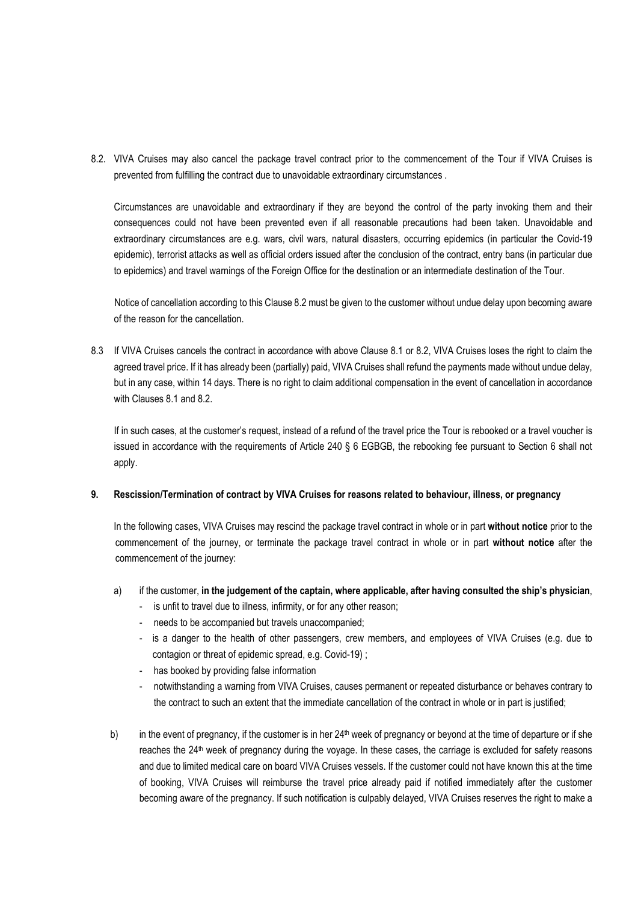8.2. VIVA Cruises may also cancel the package travel contract prior to the commencement of the Tour if VIVA Cruises is prevented from fulfilling the contract due to unavoidable extraordinary circumstances .

Circumstances are unavoidable and extraordinary if they are beyond the control of the party invoking them and their consequences could not have been prevented even if all reasonable precautions had been taken. Unavoidable and extraordinary circumstances are e.g. wars, civil wars, natural disasters, occurring epidemics (in particular the Covid-19 epidemic), terrorist attacks as well as official orders issued after the conclusion of the contract, entry bans (in particular due to epidemics) and travel warnings of the Foreign Office for the destination or an intermediate destination of the Tour.

Notice of cancellation according to this Clause 8.2 must be given to the customer without undue delay upon becoming aware of the reason for the cancellation.

8.3 If VIVA Cruises cancels the contract in accordance with above Clause 8.1 or 8.2, VIVA Cruises loses the right to claim the agreed travel price. If it has already been (partially) paid, VIVA Cruises shall refund the payments made without undue delay, but in any case, within 14 days. There is no right to claim additional compensation in the event of cancellation in accordance with Clauses 8.1 and 8.2.

If in such cases, at the customer's request, instead of a refund of the travel price the Tour is rebooked or a travel voucher is issued in accordance with the requirements of Article 240 § 6 EGBGB, the rebooking fee pursuant to Section 6 shall not apply.

## 9. Rescission/Termination of contract by VIVA Cruises for reasons related to behaviour, illness, or pregnancy

In the following cases, VIVA Cruises may rescind the package travel contract in whole or in part **without notice** prior to the commencement of the journey, or terminate the package travel contract in whole or in part **without notice** after the commencement of the journey:

a) if the customer, **in the judgement of the captain, where applicable, after having consulted the ship's physician**,
- is unfit to travel due to illness, infirmity, or for any other reason;
- needs to be accompanied but travels unaccompanied;
- is a danger to the health of other passengers, crew members, and employees of VIVA Cruises (e.g. due to contagion or threat of epidemic spread, e.g. Covid-19) ;
- has booked by providing false information
- notwithstanding a warning from VIVA Cruises, causes permanent or repeated disturbance or behaves contrary to the contract to such an extent that the immediate cancellation of the contract in whole or in part is justified;

b) in the event of pregnancy, if the customer is in her 24th week of pregnancy or beyond at the time of departure or if she reaches the 24th week of pregnancy during the voyage. In these cases, the carriage is excluded for safety reasons and due to limited medical care on board VIVA Cruises vessels. If the customer could not have known this at the time of booking, VIVA Cruises will reimburse the travel price already paid if notified immediately after the customer becoming aware of the pregnancy. If such notification is culpably delayed, VIVA Cruises reserves the right to make a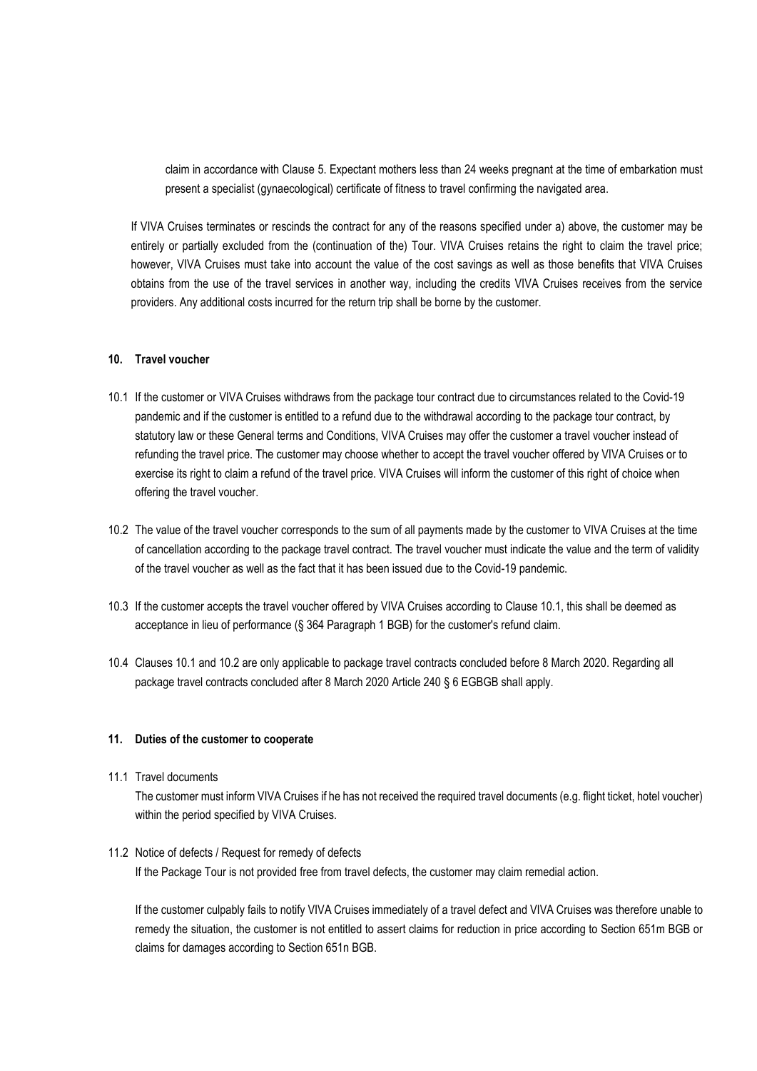claim in accordance with Clause 5. Expectant mothers less than 24 weeks pregnant at the time of embarkation must present a specialist (gynaecological) certificate of fitness to travel confirming the navigated area.

If VIVA Cruises terminates or rescinds the contract for any of the reasons specified under a) above, the customer may be entirely or partially excluded from the (continuation of the) Tour. VIVA Cruises retains the right to claim the travel price; however, VIVA Cruises must take into account the value of the cost savings as well as those benefits that VIVA Cruises obtains from the use of the travel services in another way, including the credits VIVA Cruises receives from the service providers. Any additional costs incurred for the return trip shall be borne by the customer.

## 10. Travel voucher

10.1 If the customer or VIVA Cruises withdraws from the package tour contract due to circumstances related to the Covid-19 pandemic and if the customer is entitled to a refund due to the withdrawal according to the package tour contract, by statutory law or these General terms and Conditions, VIVA Cruises may offer the customer a travel voucher instead of refunding the travel price. The customer may choose whether to accept the travel voucher offered by VIVA Cruises or to exercise its right to claim a refund of the travel price. VIVA Cruises will inform the customer of this right of choice when offering the travel voucher.

10.2 The value of the travel voucher corresponds to the sum of all payments made by the customer to VIVA Cruises at the time of cancellation according to the package travel contract. The travel voucher must indicate the value and the term of validity of the travel voucher as well as the fact that it has been issued due to the Covid-19 pandemic.

10.3 If the customer accepts the travel voucher offered by VIVA Cruises according to Clause 10.1, this shall be deemed as acceptance in lieu of performance (§ 364 Paragraph 1 BGB) for the customer's refund claim.

10.4 Clauses 10.1 and 10.2 are only applicable to package travel contracts concluded before 8 March 2020. Regarding all package travel contracts concluded after 8 March 2020 Article 240 § 6 EGBGB shall apply.

## 11. Duties of the customer to cooperate

11.1 Travel documents

The customer must inform VIVA Cruises if he has not received the required travel documents (e.g. flight ticket, hotel voucher) within the period specified by VIVA Cruises.

11.2 Notice of defects / Request for remedy of defects

If the Package Tour is not provided free from travel defects, the customer may claim remedial action.

If the customer culpably fails to notify VIVA Cruises immediately of a travel defect and VIVA Cruises was therefore unable to remedy the situation, the customer is not entitled to assert claims for reduction in price according to Section 651m BGB or claims for damages according to Section 651n BGB.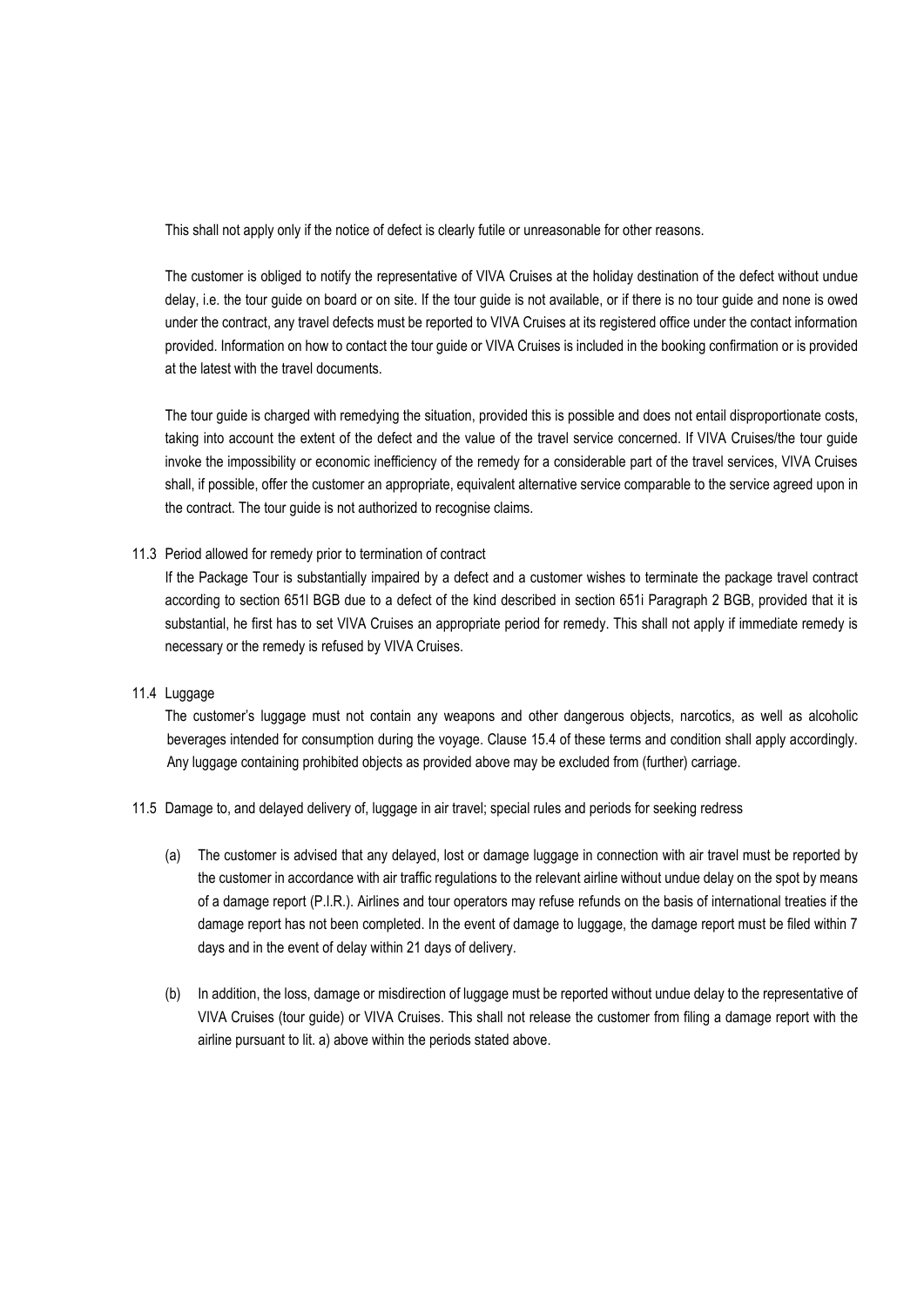This shall not apply only if the notice of defect is clearly futile or unreasonable for other reasons.

The customer is obliged to notify the representative of VIVA Cruises at the holiday destination of the defect without undue delay, i.e. the tour guide on board or on site. If the tour guide is not available, or if there is no tour guide and none is owed under the contract, any travel defects must be reported to VIVA Cruises at its registered office under the contact information provided. Information on how to contact the tour guide or VIVA Cruises is included in the booking confirmation or is provided at the latest with the travel documents.

The tour guide is charged with remedying the situation, provided this is possible and does not entail disproportionate costs, taking into account the extent of the defect and the value of the travel service concerned. If VIVA Cruises/the tour guide invoke the impossibility or economic inefficiency of the remedy for a considerable part of the travel services, VIVA Cruises shall, if possible, offer the customer an appropriate, equivalent alternative service comparable to the service agreed upon in the contract. The tour guide is not authorized to recognise claims.

11.3 Period allowed for remedy prior to termination of contract

If the Package Tour is substantially impaired by a defect and a customer wishes to terminate the package travel contract according to section 651l BGB due to a defect of the kind described in section 651i Paragraph 2 BGB, provided that it is substantial, he first has to set VIVA Cruises an appropriate period for remedy. This shall not apply if immediate remedy is necessary or the remedy is refused by VIVA Cruises.

11.4 Luggage

The customer's luggage must not contain any weapons and other dangerous objects, narcotics, as well as alcoholic beverages intended for consumption during the voyage. Clause 15.4 of these terms and condition shall apply accordingly. Any luggage containing prohibited objects as provided above may be excluded from (further) carriage.

11.5 Damage to, and delayed delivery of, luggage in air travel; special rules and periods for seeking redress

(a) The customer is advised that any delayed, lost or damage luggage in connection with air travel must be reported by the customer in accordance with air traffic regulations to the relevant airline without undue delay on the spot by means of a damage report (P.I.R.). Airlines and tour operators may refuse refunds on the basis of international treaties if the damage report has not been completed. In the event of damage to luggage, the damage report must be filed within 7 days and in the event of delay within 21 days of delivery.

(b) In addition, the loss, damage or misdirection of luggage must be reported without undue delay to the representative of VIVA Cruises (tour guide) or VIVA Cruises. This shall not release the customer from filing a damage report with the airline pursuant to lit. a) above within the periods stated above.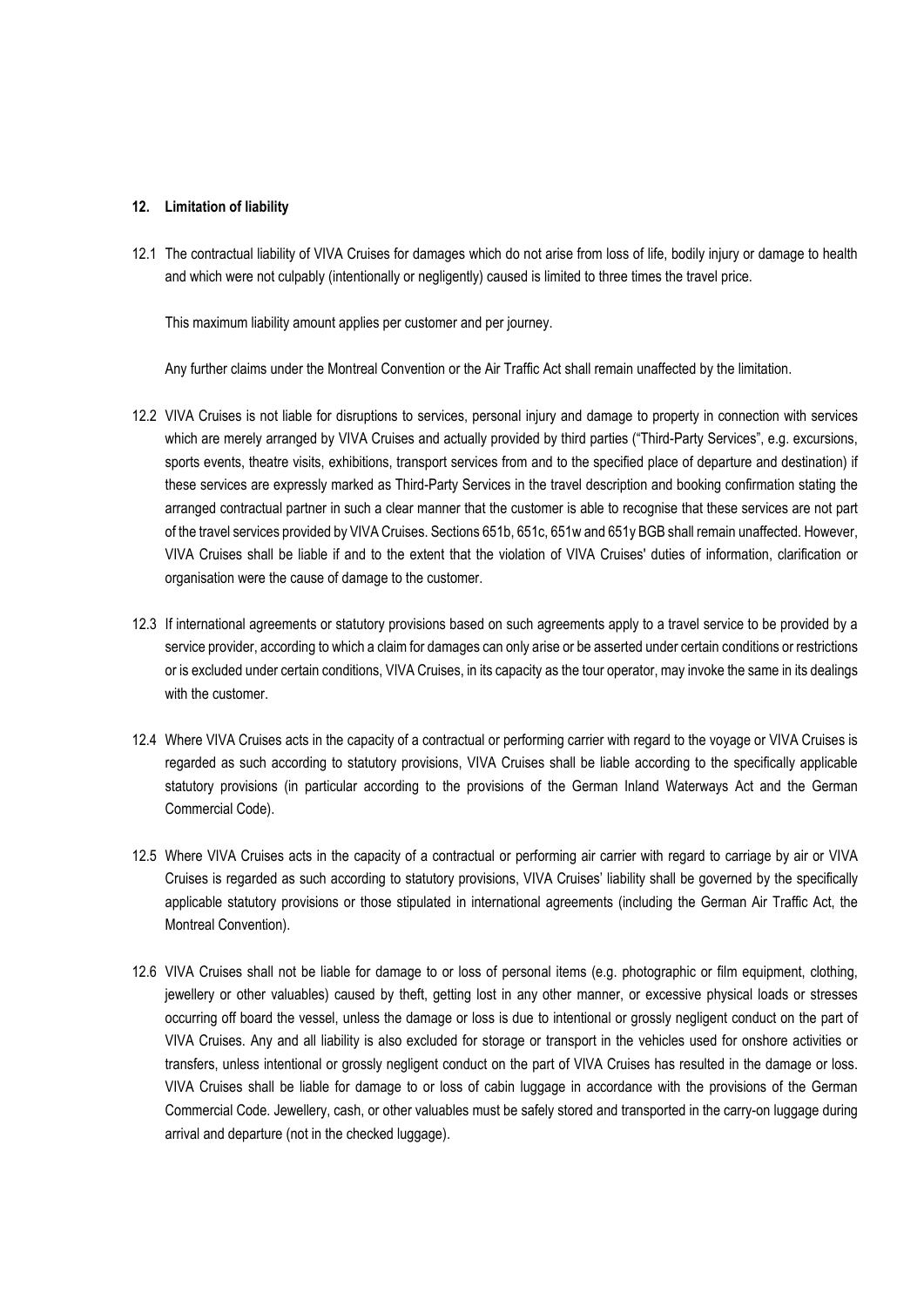## 12. Limitation of liability

12.1 The contractual liability of VIVA Cruises for damages which do not arise from loss of life, bodily injury or damage to health and which were not culpably (intentionally or negligently) caused is limited to three times the travel price.

This maximum liability amount applies per customer and per journey.

Any further claims under the Montreal Convention or the Air Traffic Act shall remain unaffected by the limitation.

12.2 VIVA Cruises is not liable for disruptions to services, personal injury and damage to property in connection with services which are merely arranged by VIVA Cruises and actually provided by third parties ("Third-Party Services", e.g. excursions, sports events, theatre visits, exhibitions, transport services from and to the specified place of departure and destination) if these services are expressly marked as Third-Party Services in the travel description and booking confirmation stating the arranged contractual partner in such a clear manner that the customer is able to recognise that these services are not part of the travel services provided by VIVA Cruises. Sections 651b, 651c, 651w and 651y BGB shall remain unaffected. However, VIVA Cruises shall be liable if and to the extent that the violation of VIVA Cruises' duties of information, clarification or organisation were the cause of damage to the customer.

12.3 If international agreements or statutory provisions based on such agreements apply to a travel service to be provided by a service provider, according to which a claim for damages can only arise or be asserted under certain conditions or restrictions or is excluded under certain conditions, VIVA Cruises, in its capacity as the tour operator, may invoke the same in its dealings with the customer.

12.4 Where VIVA Cruises acts in the capacity of a contractual or performing carrier with regard to the voyage or VIVA Cruises is regarded as such according to statutory provisions, VIVA Cruises shall be liable according to the specifically applicable statutory provisions (in particular according to the provisions of the German Inland Waterways Act and the German Commercial Code).

12.5 Where VIVA Cruises acts in the capacity of a contractual or performing air carrier with regard to carriage by air or VIVA Cruises is regarded as such according to statutory provisions, VIVA Cruises' liability shall be governed by the specifically applicable statutory provisions or those stipulated in international agreements (including the German Air Traffic Act, the Montreal Convention).

12.6 VIVA Cruises shall not be liable for damage to or loss of personal items (e.g. photographic or film equipment, clothing, jewellery or other valuables) caused by theft, getting lost in any other manner, or excessive physical loads or stresses occurring off board the vessel, unless the damage or loss is due to intentional or grossly negligent conduct on the part of VIVA Cruises. Any and all liability is also excluded for storage or transport in the vehicles used for onshore activities or transfers, unless intentional or grossly negligent conduct on the part of VIVA Cruises has resulted in the damage or loss. VIVA Cruises shall be liable for damage to or loss of cabin luggage in accordance with the provisions of the German Commercial Code. Jewellery, cash, or other valuables must be safely stored and transported in the carry-on luggage during arrival and departure (not in the checked luggage).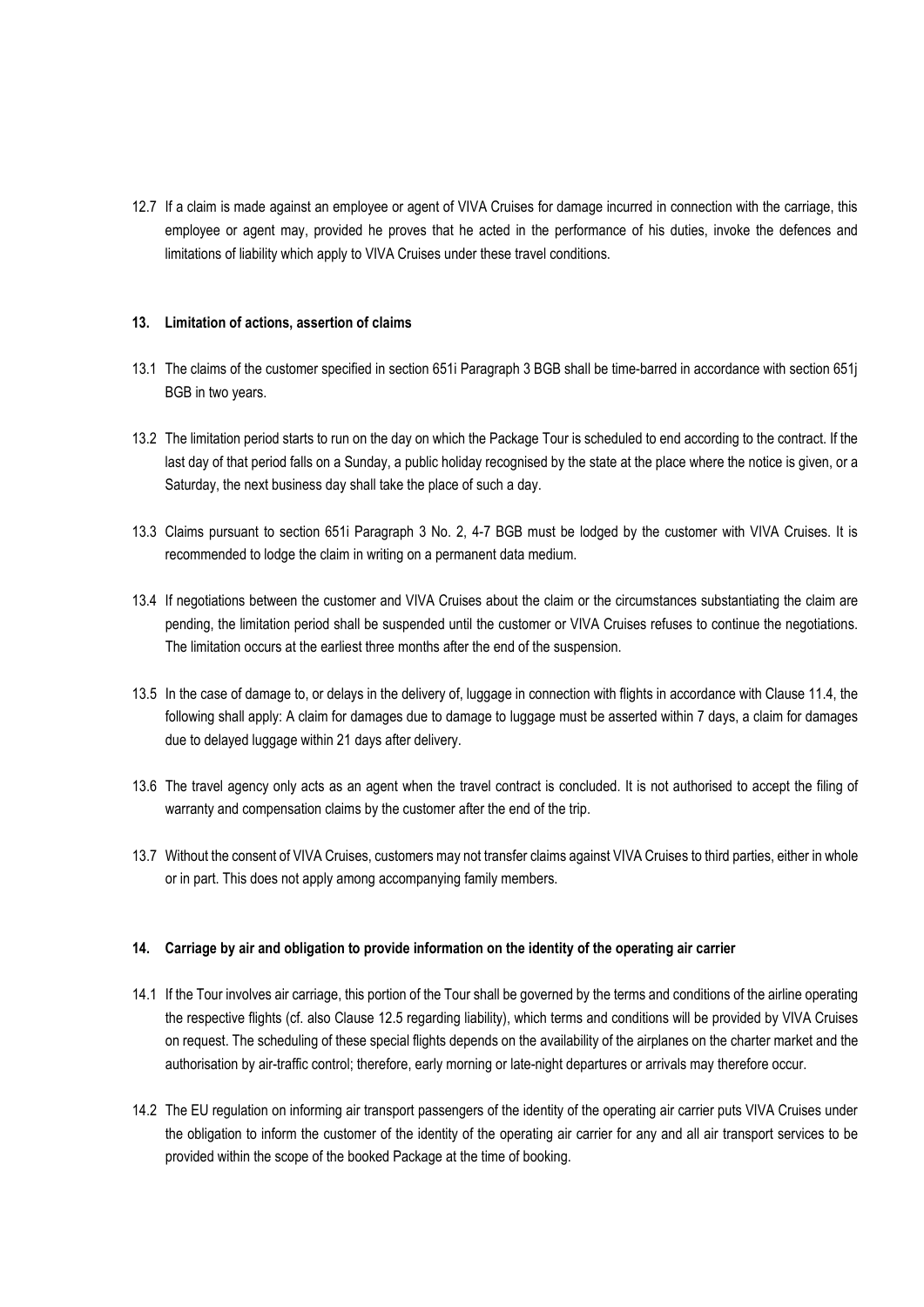12.7 If a claim is made against an employee or agent of VIVA Cruises for damage incurred in connection with the carriage, this employee or agent may, provided he proves that he acted in the performance of his duties, invoke the defences and limitations of liability which apply to VIVA Cruises under these travel conditions.

## 13. Limitation of actions, assertion of claims

13.1 The claims of the customer specified in section 651i Paragraph 3 BGB shall be time-barred in accordance with section 651j BGB in two years.

13.2 The limitation period starts to run on the day on which the Package Tour is scheduled to end according to the contract. If the last day of that period falls on a Sunday, a public holiday recognised by the state at the place where the notice is given, or a Saturday, the next business day shall take the place of such a day.

13.3 Claims pursuant to section 651i Paragraph 3 No. 2, 4-7 BGB must be lodged by the customer with VIVA Cruises. It is recommended to lodge the claim in writing on a permanent data medium.

13.4 If negotiations between the customer and VIVA Cruises about the claim or the circumstances substantiating the claim are pending, the limitation period shall be suspended until the customer or VIVA Cruises refuses to continue the negotiations. The limitation occurs at the earliest three months after the end of the suspension.

13.5 In the case of damage to, or delays in the delivery of, luggage in connection with flights in accordance with Clause 11.4, the following shall apply: A claim for damages due to damage to luggage must be asserted within 7 days, a claim for damages due to delayed luggage within 21 days after delivery.

13.6 The travel agency only acts as an agent when the travel contract is concluded. It is not authorised to accept the filing of warranty and compensation claims by the customer after the end of the trip.

13.7 Without the consent of VIVA Cruises, customers may not transfer claims against VIVA Cruises to third parties, either in whole or in part. This does not apply among accompanying family members.

## 14. Carriage by air and obligation to provide information on the identity of the operating air carrier

14.1 If the Tour involves air carriage, this portion of the Tour shall be governed by the terms and conditions of the airline operating the respective flights (cf. also Clause 12.5 regarding liability), which terms and conditions will be provided by VIVA Cruises on request. The scheduling of these special flights depends on the availability of the airplanes on the charter market and the authorisation by air-traffic control; therefore, early morning or late-night departures or arrivals may therefore occur.

14.2 The EU regulation on informing air transport passengers of the identity of the operating air carrier puts VIVA Cruises under the obligation to inform the customer of the identity of the operating air carrier for any and all air transport services to be provided within the scope of the booked Package at the time of booking.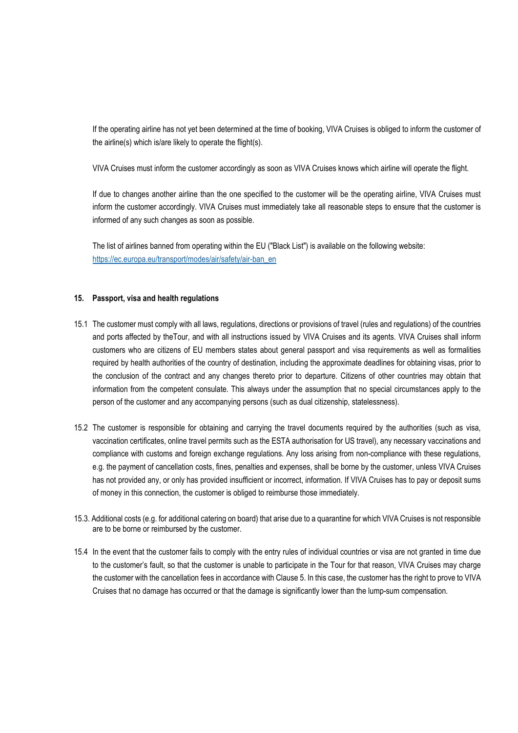If the operating airline has not yet been determined at the time of booking, VIVA Cruises is obliged to inform the customer of the airline(s) which is/are likely to operate the flight(s).

VIVA Cruises must inform the customer accordingly as soon as VIVA Cruises knows which airline will operate the flight.

If due to changes another airline than the one specified to the customer will be the operating airline, VIVA Cruises must inform the customer accordingly. VIVA Cruises must immediately take all reasonable steps to ensure that the customer is informed of any such changes as soon as possible.

The list of airlines banned from operating within the EU ("Black List") is available on the following website: [https://ec.europa.eu/transport/modes/air/safety/air-ban_en](https://ec.europa.eu/transport/modes/air/safety/air-ban_en)

### 15. Passport, visa and health regulations

15.1 The customer must comply with all laws, regulations, directions or provisions of travel (rules and regulations) of the countries and ports affected by theTour, and with all instructions issued by VIVA Cruises and its agents. VIVA Cruises shall inform customers who are citizens of EU members states about general passport and visa requirements as well as formalities required by health authorities of the country of destination, including the approximate deadlines for obtaining visas, prior to the conclusion of the contract and any changes thereto prior to departure. Citizens of other countries may obtain that information from the competent consulate. This always under the assumption that no special circumstances apply to the person of the customer and any accompanying persons (such as dual citizenship, statelessness).

15.2 The customer is responsible for obtaining and carrying the travel documents required by the authorities (such as visa, vaccination certificates, online travel permits such as the ESTA authorisation for US travel), any necessary vaccinations and compliance with customs and foreign exchange regulations. Any loss arising from non-compliance with these regulations, e.g. the payment of cancellation costs, fines, penalties and expenses, shall be borne by the customer, unless VIVA Cruises has not provided any, or only has provided insufficient or incorrect, information. If VIVA Cruises has to pay or deposit sums of money in this connection, the customer is obliged to reimburse those immediately.

15.3. Additional costs (e.g. for additional catering on board) that arise due to a quarantine for which VIVA Cruises is not responsible are to be borne or reimbursed by the customer.

15.4 In the event that the customer fails to comply with the entry rules of individual countries or visa are not granted in time due to the customer's fault, so that the customer is unable to participate in the Tour for that reason, VIVA Cruises may charge the customer with the cancellation fees in accordance with Clause 5. In this case, the customer has the right to prove to VIVA Cruises that no damage has occurred or that the damage is significantly lower than the lump-sum compensation.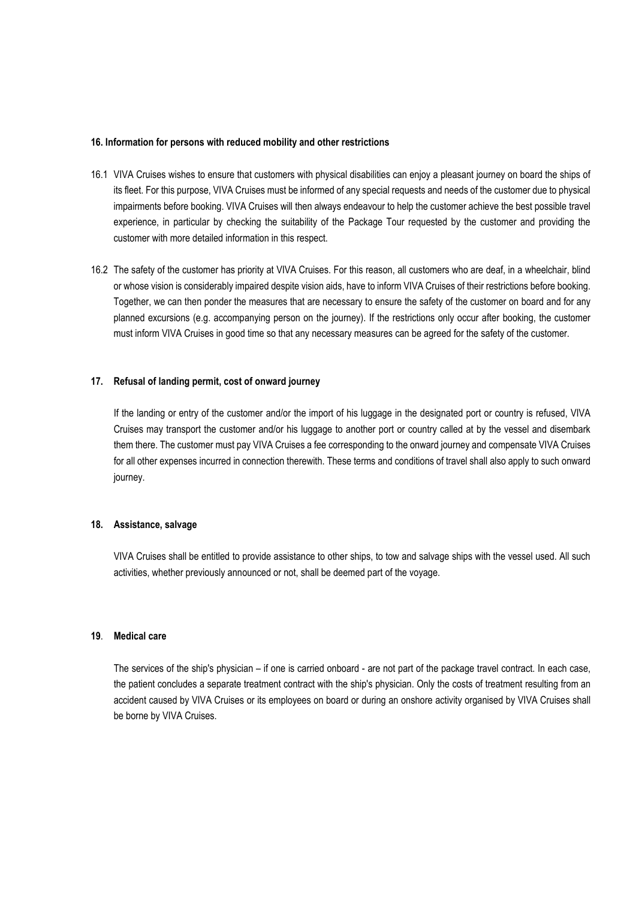## 16. Information for persons with reduced mobility and other restrictions

16.1 VIVA Cruises wishes to ensure that customers with physical disabilities can enjoy a pleasant journey on board the ships of its fleet. For this purpose, VIVA Cruises must be informed of any special requests and needs of the customer due to physical impairments before booking. VIVA Cruises will then always endeavour to help the customer achieve the best possible travel experience, in particular by checking the suitability of the Package Tour requested by the customer and providing the customer with more detailed information in this respect.

16.2 The safety of the customer has priority at VIVA Cruises. For this reason, all customers who are deaf, in a wheelchair, blind or whose vision is considerably impaired despite vision aids, have to inform VIVA Cruises of their restrictions before booking. Together, we can then ponder the measures that are necessary to ensure the safety of the customer on board and for any planned excursions (e.g. accompanying person on the journey). If the restrictions only occur after booking, the customer must inform VIVA Cruises in good time so that any necessary measures can be agreed for the safety of the customer.

## 17. Refusal of landing permit, cost of onward journey

If the landing or entry of the customer and/or the import of his luggage in the designated port or country is refused, VIVA Cruises may transport the customer and/or his luggage to another port or country called at by the vessel and disembark them there. The customer must pay VIVA Cruises a fee corresponding to the onward journey and compensate VIVA Cruises for all other expenses incurred in connection therewith. These terms and conditions of travel shall also apply to such onward journey.

## 18. Assistance, salvage

VIVA Cruises shall be entitled to provide assistance to other ships, to tow and salvage ships with the vessel used. All such activities, whether previously announced or not, shall be deemed part of the voyage.

## 19. Medical care

The services of the ship's physician – if one is carried onboard - are not part of the package travel contract. In each case, the patient concludes a separate treatment contract with the ship's physician. Only the costs of treatment resulting from an accident caused by VIVA Cruises or its employees on board or during an onshore activity organised by VIVA Cruises shall be borne by VIVA Cruises.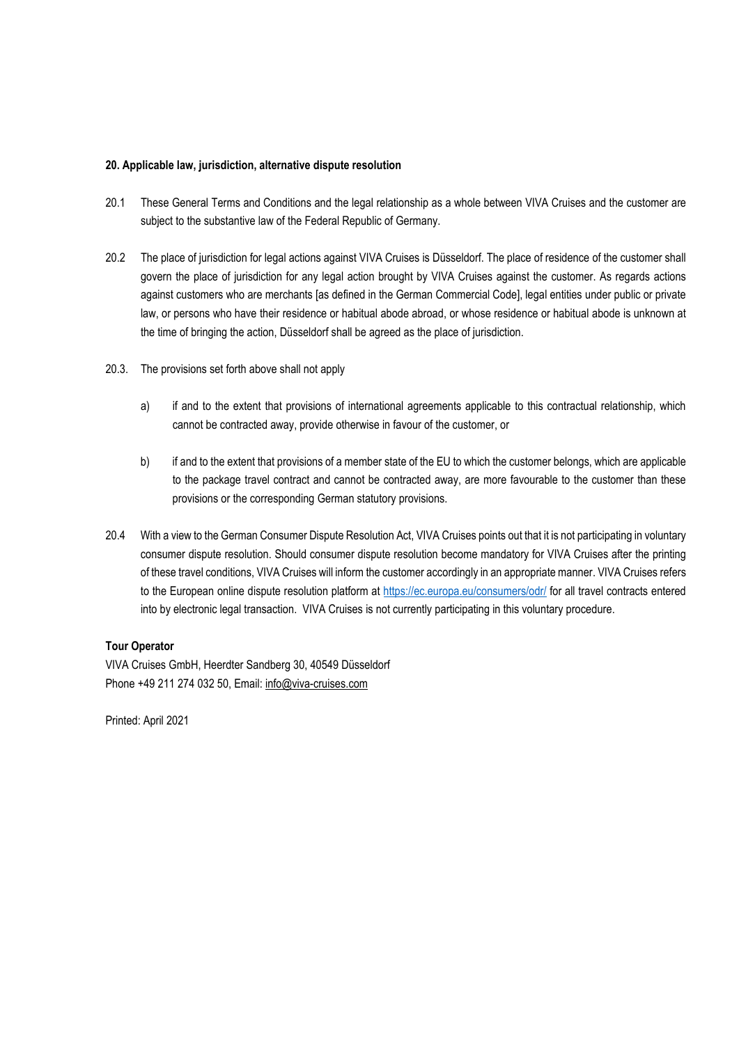**20. Applicable law, jurisdiction, alternative dispute resolution**

20.1 These General Terms and Conditions and the legal relationship as a whole between VIVA Cruises and the customer are subject to the substantive law of the Federal Republic of Germany.

20.2 The place of jurisdiction for legal actions against VIVA Cruises is Düsseldorf. The place of residence of the customer shall govern the place of jurisdiction for any legal action brought by VIVA Cruises against the customer. As regards actions against customers who are merchants [as defined in the German Commercial Code], legal entities under public or private law, or persons who have their residence or habitual abode abroad, or whose residence or habitual abode is unknown at the time of bringing the action, Düsseldorf shall be agreed as the place of jurisdiction.

20.3. The provisions set forth above shall not apply

a) if and to the extent that provisions of international agreements applicable to this contractual relationship, which cannot be contracted away, provide otherwise in favour of the customer, or

b) if and to the extent that provisions of a member state of the EU to which the customer belongs, which are applicable to the package travel contract and cannot be contracted away, are more favourable to the customer than these provisions or the corresponding German statutory provisions.

20.4 With a view to the German Consumer Dispute Resolution Act, VIVA Cruises points out that it is not participating in voluntary consumer dispute resolution. Should consumer dispute resolution become mandatory for VIVA Cruises after the printing of these travel conditions, VIVA Cruises will inform the customer accordingly in an appropriate manner. VIVA Cruises refers to the European online dispute resolution platform at https://ec.europa.eu/consumers/odr/ for all travel contracts entered into by electronic legal transaction. VIVA Cruises is not currently participating in this voluntary procedure.

**Tour Operator**
VIVA Cruises GmbH, Heerdter Sandberg 30, 40549 Düsseldorf
Phone +49 211 274 032 50, Email: info@viva-cruises.com

Printed: April 2021